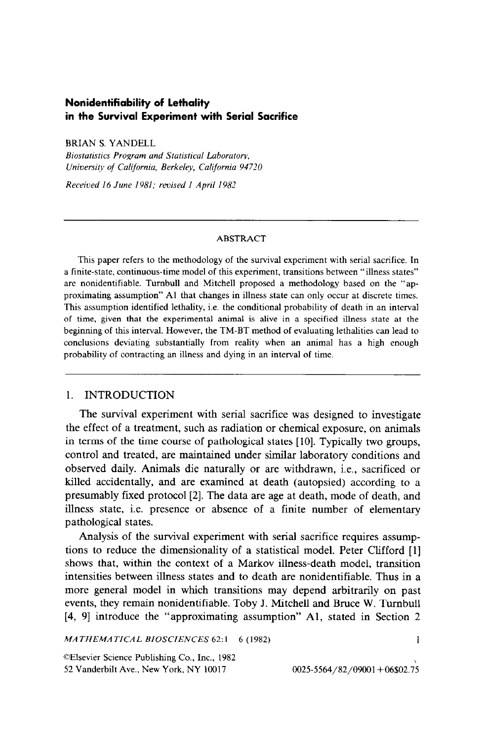# Nonidentifiability of Lethality in the Survival Experiment with Serial Sacrifice

BRIAN S. YANDELL

*Biostatistics Program and Statistical Laboratory, University of California, Berkeley, California 94720*

*Received 16 June 1981; revised 1 April 1982*

---

## ABSTRACT

This paper refers to the methodology of the survival experiment with serial sacrifice. In a finite-state, continuous-time model of this experiment, transitions between "illness states" are nonidentifiable. Turnbull and Mitchell proposed a methodology based on the "approximating assumption" A1 that changes in illness state can only occur at discrete times. This assumption identified lethality, i.e. the conditional probability of death in an interval of time, given that the experimental animal is alive in a specified illness state at the beginning of this interval. However, the TM-BT method of evaluating lethalities can lead to conclusions deviating substantially from reality when an animal has a high enough probability of contracting an illness and dying in an interval of time.

---

## 1. INTRODUCTION

The survival experiment with serial sacrifice was designed to investigate the effect of a treatment, such as radiation or chemical exposure, on animals in terms of the time course of pathological states [10]. Typically two groups, control and treated, are maintained under similar laboratory conditions and observed daily. Animals die naturally or are withdrawn, i.e., sacrificed or killed accidentally, and are examined at death (autopsied) according to a presumably fixed protocol [2]. The data are age at death, mode of death, and illness state, i.e. presence or absence of a finite number of elementary pathological states.

Analysis of the survival experiment with serial sacrifice requires assumptions to reduce the dimensionality of a statistical model. Peter Clifford [1] shows that, within the context of a Markov illness-death model, transition intensities between illness states and to death are nonidentifiable. Thus in a more general model in which transitions may depend arbitrarily on past events, they remain nonidentifiable. Toby J. Mitchell and Bruce W. Turnbull [4, 9] introduce the "approximating assumption" A1, stated in Section 2

©Elsevier Science Publishing Co., Inc., 1982
52 Vanderbilt Ave., New York, NY 10017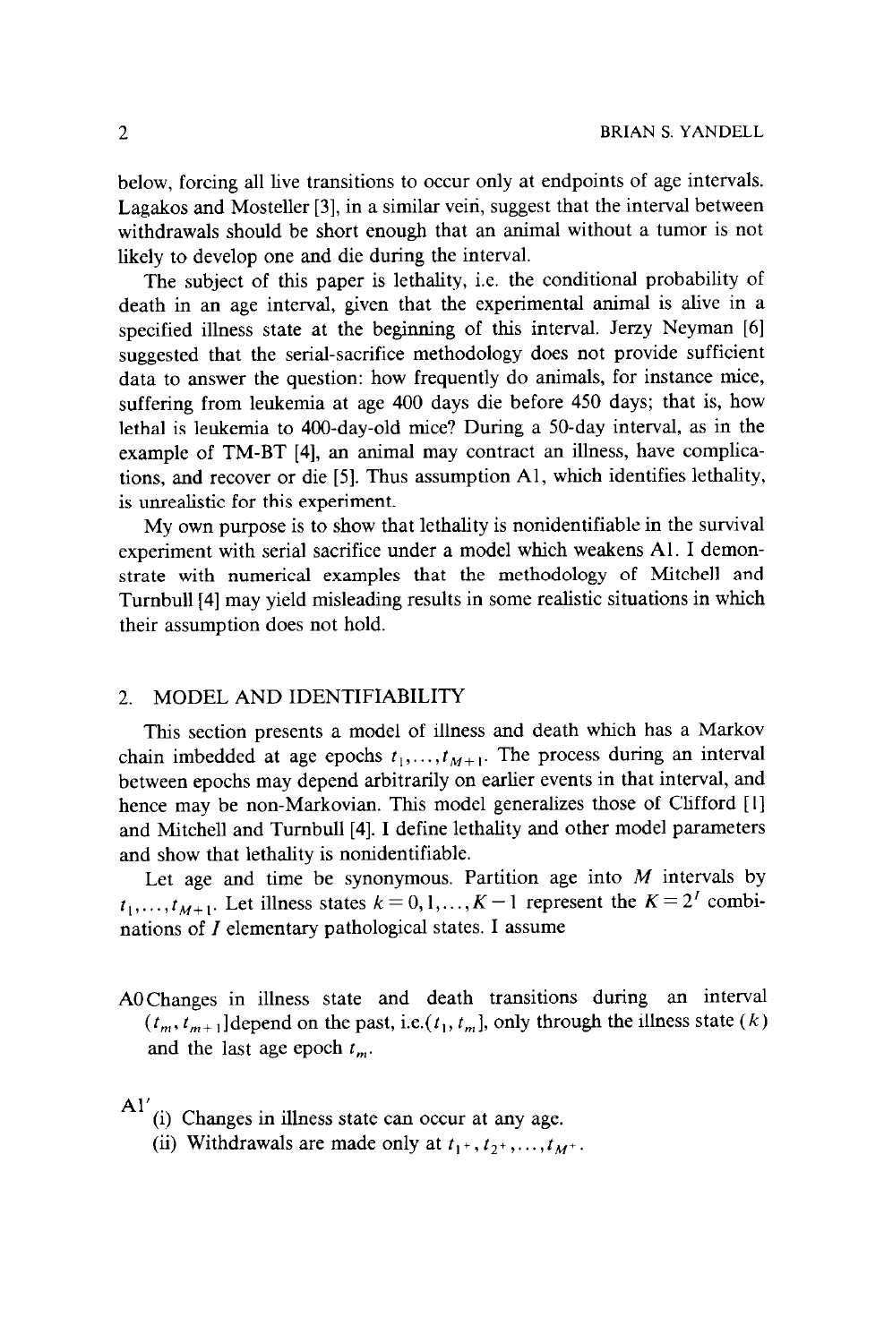below, forcing all live transitions to occur only at endpoints of age intervals. Lagakos and Mosteller [3], in a similar vein, suggest that the interval between withdrawals should be short enough that an animal without a tumor is not likely to develop one and die during the interval.

The subject of this paper is lethality, i.e. the conditional probability of death in an age interval, given that the experimental animal is alive in a specified illness state at the beginning of this interval. Jerzy Neyman [6] suggested that the serial-sacrifice methodology does not provide sufficient data to answer the question: how frequently do animals, for instance mice, suffering from leukemia at age 400 days die before 450 days; that is, how lethal is leukemia to 400-day-old mice? During a 50-day interval, as in the example of TM-BT [4], an animal may contract an illness, have complications, and recover or die [5]. Thus assumption A1, which identifies lethality, is unrealistic for this experiment.

My own purpose is to show that lethality is nonidentifiable in the survival experiment with serial sacrifice under a model which weakens A1. I demonstrate with numerical examples that the methodology of Mitchell and Turnbull [4] may yield misleading results in some realistic situations in which their assumption does not hold.

## 2. MODEL AND IDENTIFIABILITY

This section presents a model of illness and death which has a Markov chain imbedded at age epochs $t_1, \ldots, t_{M+1}$. The process during an interval between epochs may depend arbitrarily on earlier events in that interval, and hence may be non-Markovian. This model generalizes those of Clifford [1] and Mitchell and Turnbull [4]. I define lethality and other model parameters and show that lethality is nonidentifiable.

Let age and time be synonymous. Partition age into $M$ intervals by $t_1, \ldots, t_{M+1}$. Let illness states $k = 0, 1, \ldots, K-1$ represent the $K = 2^I$ combinations of $I$ elementary pathological states. I assume

A0 Changes in illness state and death transitions during an interval $(t_m, t_{m+1}]$ depend on the past, i.e. $(t_1, t_m]$, only through the illness state $(k)$ and the last age epoch $t_m$.

A1′
(i) Changes in illness state can occur at any age.
(ii) Withdrawals are made only at $t_{1^+}, t_{2^+}, \ldots, t_{M^+}$.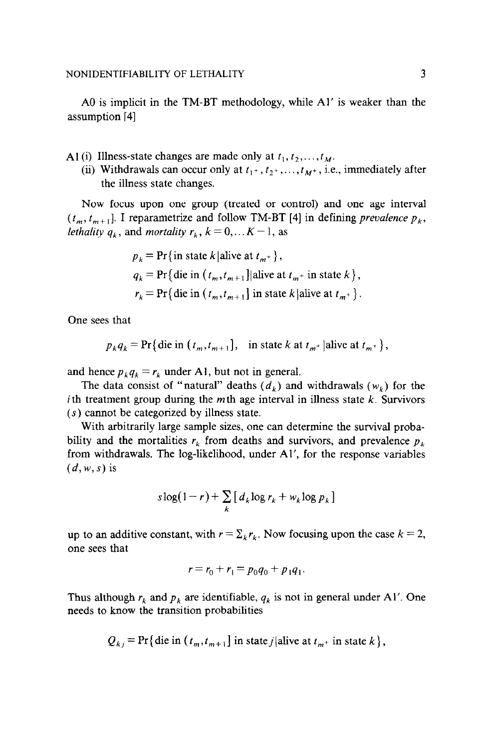A0 is implicit in the TM-BT methodology, while A1′ is weaker than the assumption [4]

A1 (i) Illness-state changes are made only at $t_1, t_2, \ldots, t_M$.
(ii) Withdrawals can occur only at $t_{1^+}, t_{2^+}, \ldots, t_{M^+}$, i.e., immediately after the illness state changes.

Now focus upon one group (treated or control) and one age interval $(t_m, t_{m+1}]$. I reparametrize and follow TM-BT [4] in defining *prevalence* $p_k$, *lethality* $q_k$, and *mortality* $r_k$, $k = 0, \ldots K-1$, as

$$p_k = \Pr\{\text{in state } k \,|\, \text{alive at } t_{m^+}\},$$

$$q_k = \Pr\{\text{die in } (t_m, t_{m+1}] \,|\, \text{alive at } t_{m^+} \text{ in state } k\},$$

$$r_k = \Pr\{\text{die in } (t_m, t_{m+1}] \text{ in state } k \,|\, \text{alive at } t_{m^+}\}.$$

One sees that

$$p_k q_k = \Pr\{\text{die in } (t_m, t_{m+1}], \quad \text{in state } k \text{ at } t_{m^+} \,|\, \text{alive at } t_{m^+}\},$$

and hence $p_k q_k = r_k$ under A1, but not in general.

The data consist of "natural" deaths ($d_k$) and withdrawals ($w_k$) for the $i$th treatment group during the $m$th age interval in illness state $k$. Survivors ($s$) cannot be categorized by illness state.

With arbitrarily large sample sizes, one can determine the survival probability and the mortalities $r_k$ from deaths and survivors, and prevalence $p_k$ from withdrawals. The log-likelihood, under A1′, for the response variables $(d, w, s)$ is

$$s \log(1 - r) + \sum_k \left[ d_k \log r_k + w_k \log p_k \right]$$

up to an additive constant, with $r = \Sigma_k r_k$. Now focusing upon the case $k = 2$, one sees that

$$r = r_0 + r_1 = p_0 q_0 + p_1 q_1.$$

Thus although $r_k$ and $p_k$ are identifiable, $q_k$ is not in general under A1′. One needs to know the transition probabilities

$$Q_{kj} = \Pr\{\text{die in } (t_m, t_{m+1}] \text{ in state } j \,|\, \text{alive at } t_{m^+} \text{ in state } k\},$$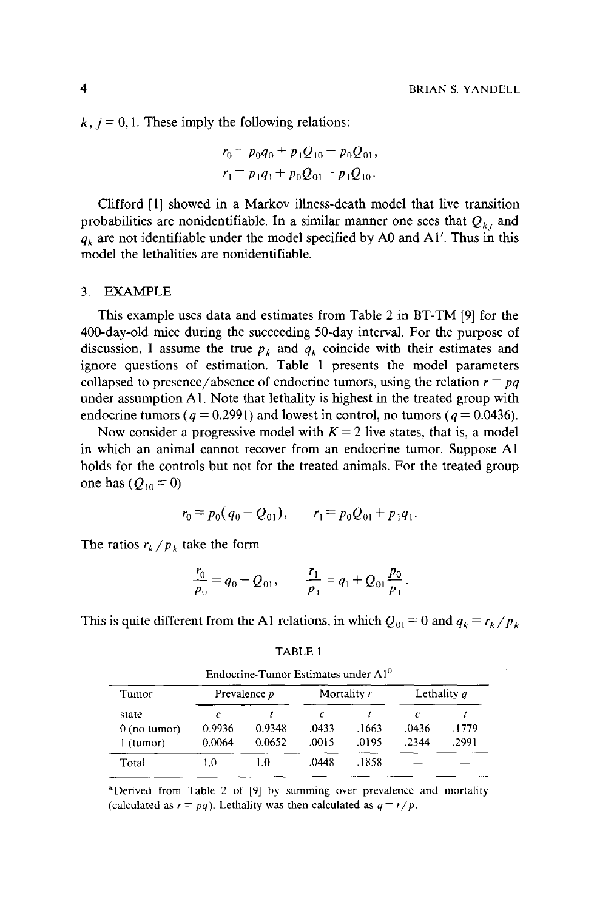$k, j = 0, 1$. These imply the following relations:

$$r_0 = p_0 q_0 + p_1 Q_{10} - p_0 Q_{01},$$
$$r_1 = p_1 q_1 + p_0 Q_{01} - p_1 Q_{10}.$$

Clifford [1] showed in a Markov illness-death model that live transition probabilities are nonidentifiable. In a similar manner one sees that $Q_{kj}$ and $q_k$ are not identifiable under the model specified by A0 and A1′. Thus in this model the lethalities are nonidentifiable.

## 3. EXAMPLE

This example uses data and estimates from Table 2 in BT-TM [9] for the 400-day-old mice during the succeeding 50-day interval. For the purpose of discussion, I assume the true $p_k$ and $q_k$ coincide with their estimates and ignore questions of estimation. Table 1 presents the model parameters collapsed to presence/absence of endocrine tumors, using the relation $r = pq$ under assumption A1. Note that lethality is highest in the treated group with endocrine tumors ($q = 0.2991$) and lowest in control, no tumors ($q = 0.0436$).

Now consider a progressive model with $K = 2$ live states, that is, a model in which an animal cannot recover from an endocrine tumor. Suppose A1 holds for the controls but not for the treated animals. For the treated group one has ($Q_{10} = 0$)

$$r_0 = p_0(q_0 - Q_{01}), \qquad r_1 = p_0 Q_{01} + p_1 q_1.$$

The ratios $r_k/p_k$ take the form

$$\frac{r_0}{p_0} = q_0 - Q_{01}, \qquad \frac{r_1}{p_1} = q_1 + Q_{01}\frac{p_0}{p_1}.$$

This is quite different from the A1 relations, in which $Q_{01} = 0$ and $q_k = r_k/p_k$

TABLE 1

Endocrine-Tumor Estimates under A1[a]

| Tumor | Prevalence $p$ | | Mortality $r$ | | Lethality $q$ | |
|---|---|---|---|---|---|---|
| state | $c$ | $t$ | $c$ | $t$ | $c$ | $t$ |
| 0 (no tumor) | 0.9936 | 0.9348 | .0433 | .1663 | .0436 | .1779 |
| 1 (tumor) | 0.0064 | 0.0652 | .0015 | .0195 | .2344 | .2991 |
| Total | 1.0 | 1.0 | .0448 | .1858 | — | — |

[a]Derived from Table 2 of [9] by summing over prevalence and mortality (calculated as $r = pq$). Lethality was then calculated as $q = r/p$.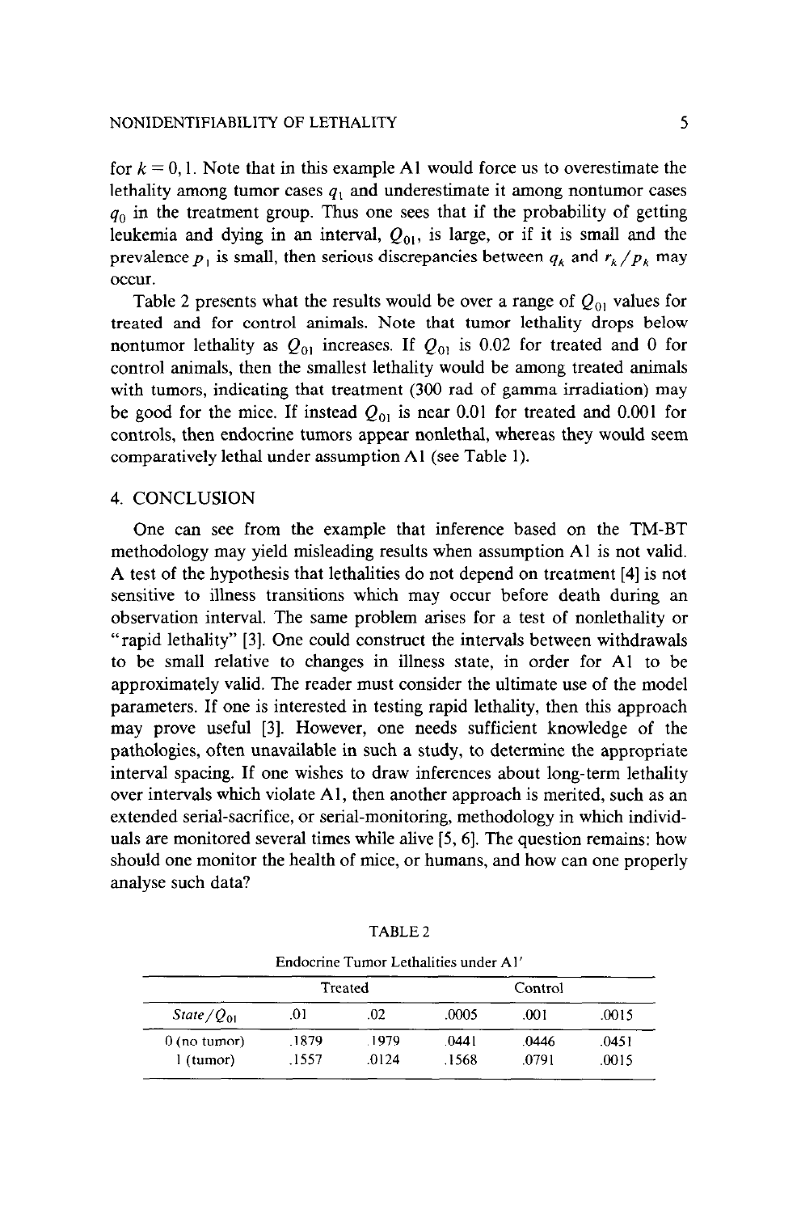for $k = 0, 1$. Note that in this example A1 would force us to overestimate the lethality among tumor cases $q_1$ and underestimate it among nontumor cases $q_0$ in the treatment group. Thus one sees that if the probability of getting leukemia and dying in an interval, $Q_{01}$, is large, or if it is small and the prevalence $p_1$ is small, then serious discrepancies between $q_k$ and $r_k/p_k$ may occur.

Table 2 presents what the results would be over a range of $Q_{01}$ values for treated and for control animals. Note that tumor lethality drops below nontumor lethality as $Q_{01}$ increases. If $Q_{01}$ is 0.02 for treated and 0 for control animals, then the smallest lethality would be among treated animals with tumors, indicating that treatment (300 rad of gamma irradiation) may be good for the mice. If instead $Q_{01}$ is near 0.01 for treated and 0.001 for controls, then endocrine tumors appear nonlethal, whereas they would seem comparatively lethal under assumption A1 (see Table 1).

## 4. CONCLUSION

One can see from the example that inference based on the TM-BT methodology may yield misleading results when assumption A1 is not valid. A test of the hypothesis that lethalities do not depend on treatment [4] is not sensitive to illness transitions which may occur before death during an observation interval. The same problem arises for a test of nonlethality or "rapid lethality" [3]. One could construct the intervals between withdrawals to be small relative to changes in illness state, in order for A1 to be approximately valid. The reader must consider the ultimate use of the model parameters. If one is interested in testing rapid lethality, then this approach may prove useful [3]. However, one needs sufficient knowledge of the pathologies, often unavailable in such a study, to determine the appropriate interval spacing. If one wishes to draw inferences about long-term lethality over intervals which violate A1, then another approach is merited, such as an extended serial-sacrifice, or serial-monitoring, methodology in which individuals are monitored several times while alive [5, 6]. The question remains: how should one monitor the health of mice, or humans, and how can one properly analyse such data?

TABLE 2

Endocrine Tumor Lethalities under A1′

| | Treated | | Control | | |
|---|---|---|---|---|---|
| *State*/$Q_{01}$ | .01 | .02 | .0005 | .001 | .0015 |
| 0 (no tumor) | .1879 | .1979 | .0441 | .0446 | .0451 |
| 1 (tumor) | .1557 | .0124 | .1568 | .0791 | .0015 |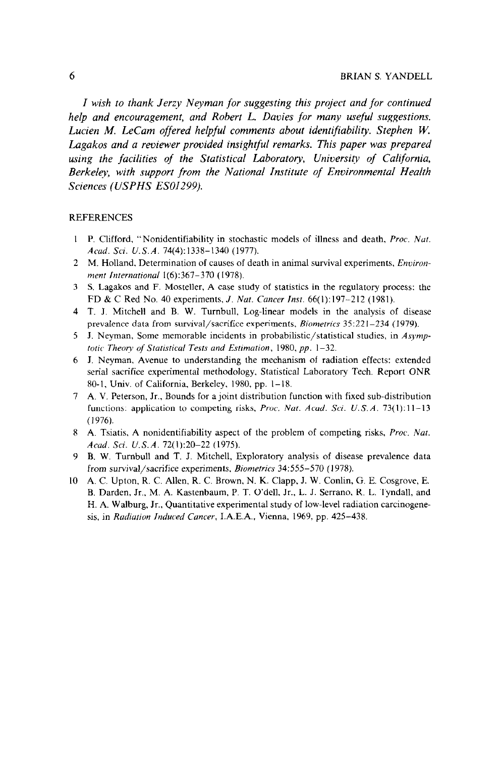*I wish to thank Jerzy Neyman for suggesting this project and for continued help and encouragement, and Robert L. Davies for many useful suggestions. Lucien M. LeCam offered helpful comments about identifiability. Stephen W. Lagakos and a reviewer provided insightful remarks. This paper was prepared using the facilities of the Statistical Laboratory, University of California, Berkeley, with support from the National Institute of Environmental Health Sciences (USPHS ES01299).*

## REFERENCES

1. P. Clifford, "Nonidentifiability in stochastic models of illness and death, *Proc. Nat. Acad. Sci. U.S.A.* 74(4):1338–1340 (1977).
2. M. Holland, Determination of causes of death in animal survival experiments, *Environment International* 1(6):367–370 (1978).
3. S. Lagakos and F. Mosteller, A case study of statistics in the regulatory process: the FD & C Red No. 40 experiments, *J. Nat. Cancer Inst.* 66(1):197–212 (1981).
4. T. J. Mitchell and B. W. Turnbull, Log-linear models in the analysis of disease prevalence data from survival/sacrifice experiments, *Biometrics* 35:221–234 (1979).
5. J. Neyman, Some memorable incidents in probabilistic/statistical studies, in *Asymptotic Theory of Statistical Tests and Estimation*, 1980, *pp.* 1–32.
6. J. Neyman, Avenue to understanding the mechanism of radiation effects: extended serial sacrifice experimental methodology, Statistical Laboratory Tech. Report ONR 80-1, Univ. of California, Berkeley, 1980, pp. 1–18.
7. A. V. Peterson, Jr., Bounds for a joint distribution function with fixed sub-distribution functions: application to competing risks, *Proc. Nat. Acad. Sci. U.S.A.* 73(1):11–13 (1976).
8. A. Tsiatis, A nonidentifiability aspect of the problem of competing risks, *Proc. Nat. Acad. Sci. U.S.A.* 72(1):20–22 (1975).
9. B. W. Turnbull and T. J. Mitchell, Exploratory analysis of disease prevalence data from survival/sacrifice experiments, *Biometrics* 34:555–570 (1978).
10. A. C. Upton, R. C. Allen, R. C. Brown, N. K. Clapp, J. W. Conlin, G. E. Cosgrove, E. B. Darden, Jr., M. A. Kastenbaum, P. T. O'dell, Jr., L. J. Serrano, R. L. Tyndall, and H. A. Walburg, Jr., Quantitative experimental study of low-level radiation carcinogenesis, in *Radiation Induced Cancer*, I.A.E.A., Vienna, 1969, pp. 425–438.